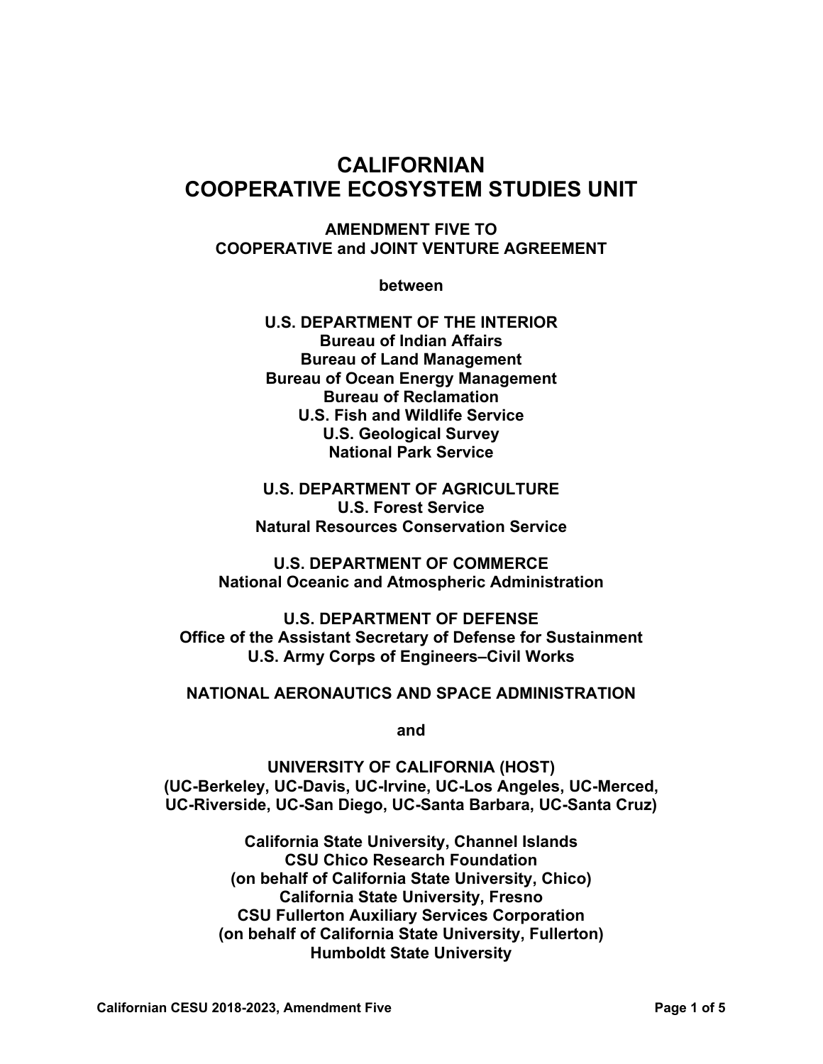# CALIFORNIAN
# COOPERATIVE ECOSYSTEM STUDIES UNIT

**AMENDMENT FIVE TO**
**COOPERATIVE and JOINT VENTURE AGREEMENT**

**between**

**U.S. DEPARTMENT OF THE INTERIOR**
**Bureau of Indian Affairs**
**Bureau of Land Management**
**Bureau of Ocean Energy Management**
**Bureau of Reclamation**
**U.S. Fish and Wildlife Service**
**U.S. Geological Survey**
**National Park Service**

**U.S. DEPARTMENT OF AGRICULTURE**
**U.S. Forest Service**
**Natural Resources Conservation Service**

**U.S. DEPARTMENT OF COMMERCE**
**National Oceanic and Atmospheric Administration**

**U.S. DEPARTMENT OF DEFENSE**
**Office of the Assistant Secretary of Defense for Sustainment**
**U.S. Army Corps of Engineers–Civil Works**

**NATIONAL AERONAUTICS AND SPACE ADMINISTRATION**

**and**

**UNIVERSITY OF CALIFORNIA (HOST)**
**(UC-Berkeley, UC-Davis, UC-Irvine, UC-Los Angeles, UC-Merced, UC-Riverside, UC-San Diego, UC-Santa Barbara, UC-Santa Cruz)**

**California State University, Channel Islands**
**CSU Chico Research Foundation**
**(on behalf of California State University, Chico)**
**California State University, Fresno**
**CSU Fullerton Auxiliary Services Corporation**
**(on behalf of California State University, Fullerton)**
**Humboldt State University**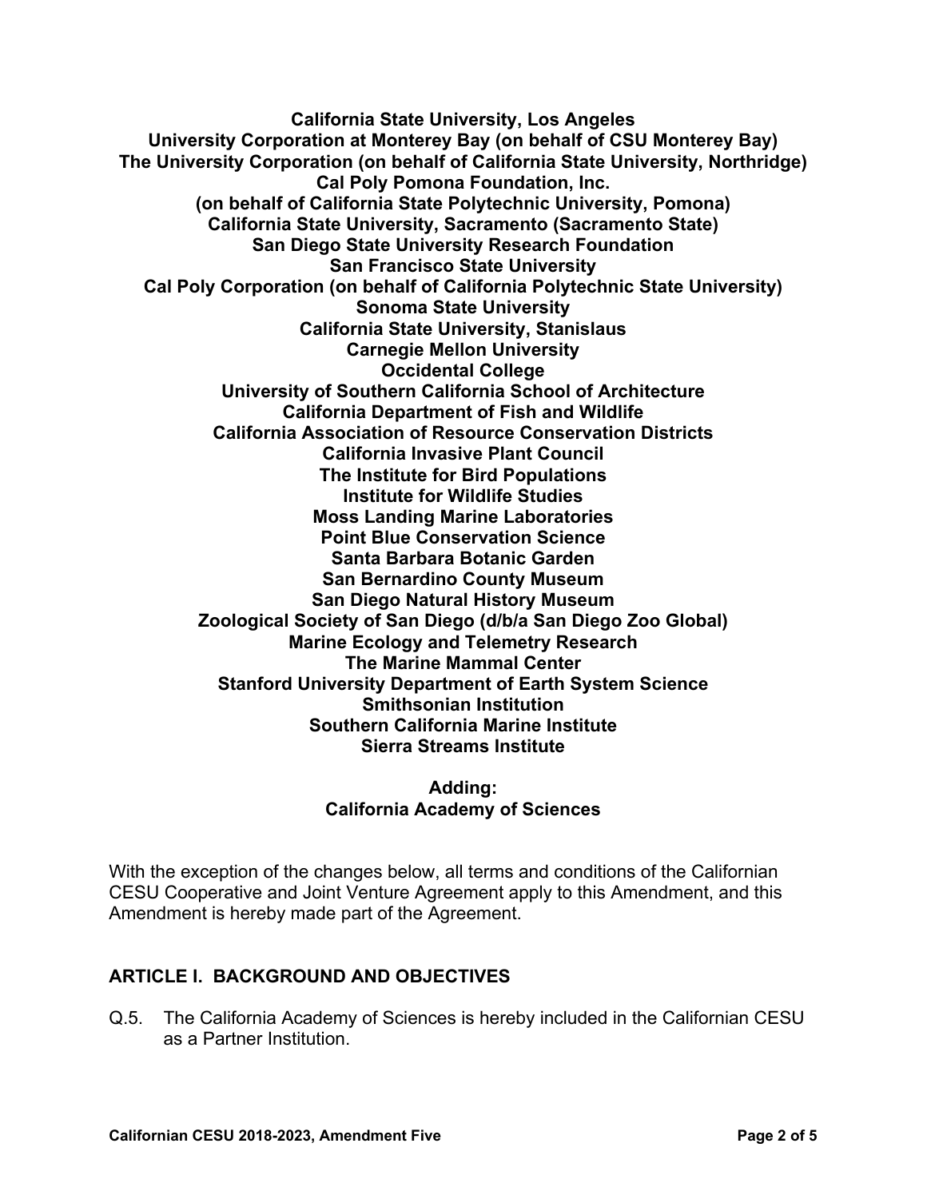**California State University, Los Angeles**
**University Corporation at Monterey Bay (on behalf of CSU Monterey Bay)**
**The University Corporation (on behalf of California State University, Northridge)**
**Cal Poly Pomona Foundation, Inc.**
**(on behalf of California State Polytechnic University, Pomona)**
**California State University, Sacramento (Sacramento State)**
**San Diego State University Research Foundation**
**San Francisco State University**
**Cal Poly Corporation (on behalf of California Polytechnic State University)**
**Sonoma State University**
**California State University, Stanislaus**
**Carnegie Mellon University**
**Occidental College**
**University of Southern California School of Architecture**
**California Department of Fish and Wildlife**
**California Association of Resource Conservation Districts**
**California Invasive Plant Council**
**The Institute for Bird Populations**
**Institute for Wildlife Studies**
**Moss Landing Marine Laboratories**
**Point Blue Conservation Science**
**Santa Barbara Botanic Garden**
**San Bernardino County Museum**
**San Diego Natural History Museum**
**Zoological Society of San Diego (d/b/a San Diego Zoo Global)**
**Marine Ecology and Telemetry Research**
**The Marine Mammal Center**
**Stanford University Department of Earth System Science**
**Smithsonian Institution**
**Southern California Marine Institute**
**Sierra Streams Institute**

**Adding:**
**California Academy of Sciences**

With the exception of the changes below, all terms and conditions of the Californian CESU Cooperative and Joint Venture Agreement apply to this Amendment, and this Amendment is hereby made part of the Agreement.

## ARTICLE I. BACKGROUND AND OBJECTIVES

Q.5. The California Academy of Sciences is hereby included in the Californian CESU as a Partner Institution.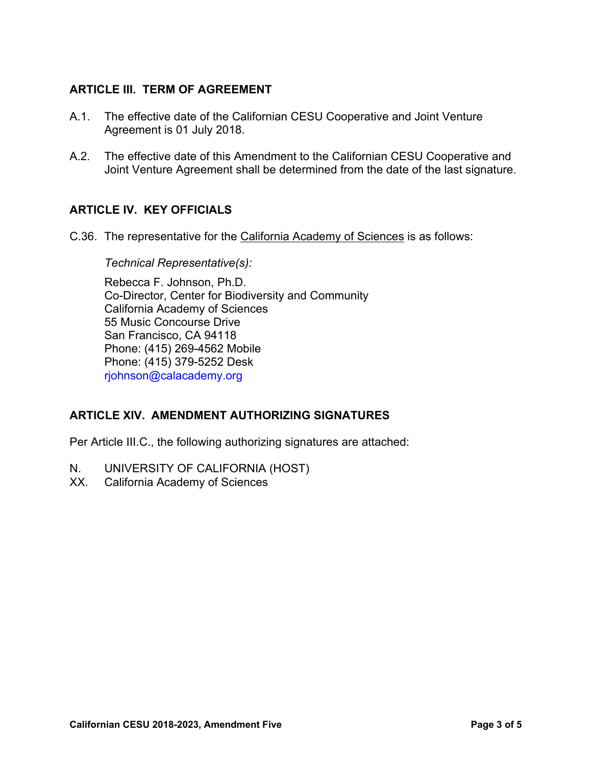## ARTICLE III. TERM OF AGREEMENT

A.1. The effective date of the Californian CESU Cooperative and Joint Venture Agreement is 01 July 2018.

A.2. The effective date of this Amendment to the Californian CESU Cooperative and Joint Venture Agreement shall be determined from the date of the last signature.

## ARTICLE IV. KEY OFFICIALS

C.36. The representative for the California Academy of Sciences is as follows:

*Technical Representative(s):*

Rebecca F. Johnson, Ph.D.
Co-Director, Center for Biodiversity and Community
California Academy of Sciences
55 Music Concourse Drive
San Francisco, CA 94118
Phone: (415) 269-4562 Mobile
Phone: (415) 379-5252 Desk
rjohnson@calacademy.org

## ARTICLE XIV. AMENDMENT AUTHORIZING SIGNATURES

Per Article III.C., the following authorizing signatures are attached:

N. UNIVERSITY OF CALIFORNIA (HOST)
XX. California Academy of Sciences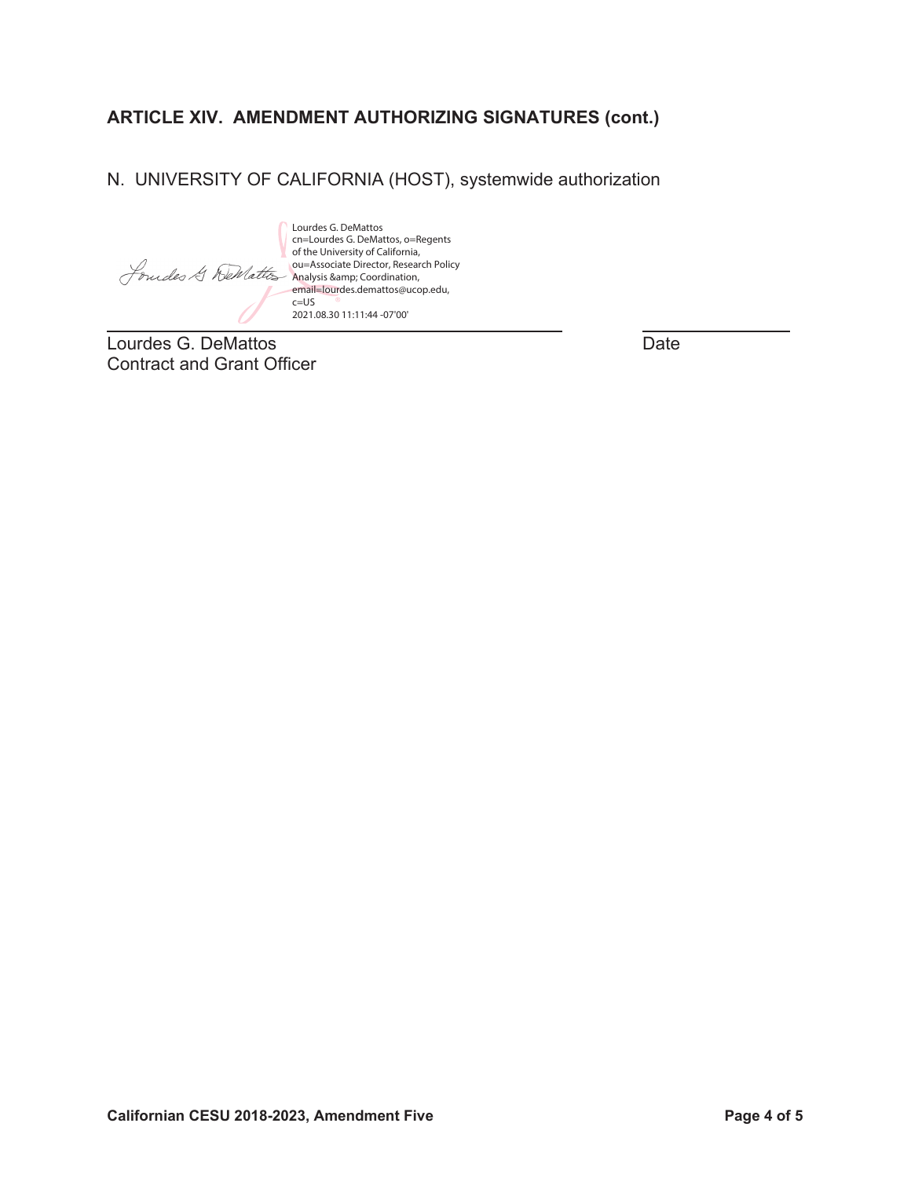## ARTICLE XIV. AMENDMENT AUTHORIZING SIGNATURES (cont.)

N. UNIVERSITY OF CALIFORNIA (HOST), systemwide authorization

Lourdes G. DeMattos
cn=Lourdes G. DeMattos, o=Regents of the University of California, ou=Associate Director, Research Policy Analysis &amp; Coordination, email=lourdes.demattos@ucop.edu, c=US
2021.08.30 11:11:44 -07'00'

Lourdes G. DeMattos
Contract and Grant Officer

Date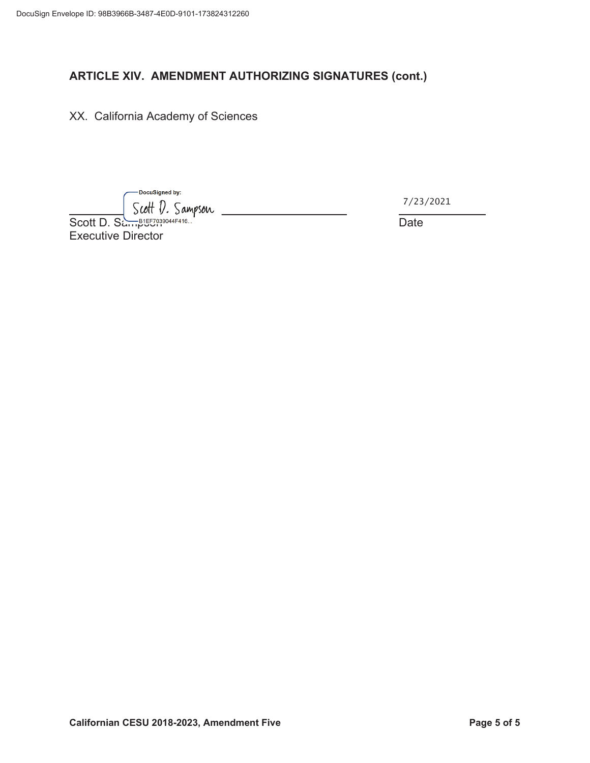## ARTICLE XIV. AMENDMENT AUTHORIZING SIGNATURES (cont.)

XX. California Academy of Sciences

DocuSigned by:
Scott D. Sampson
B1EF7039044F416...

7/23/2021

Scott D. Sampson
Executive Director

Date